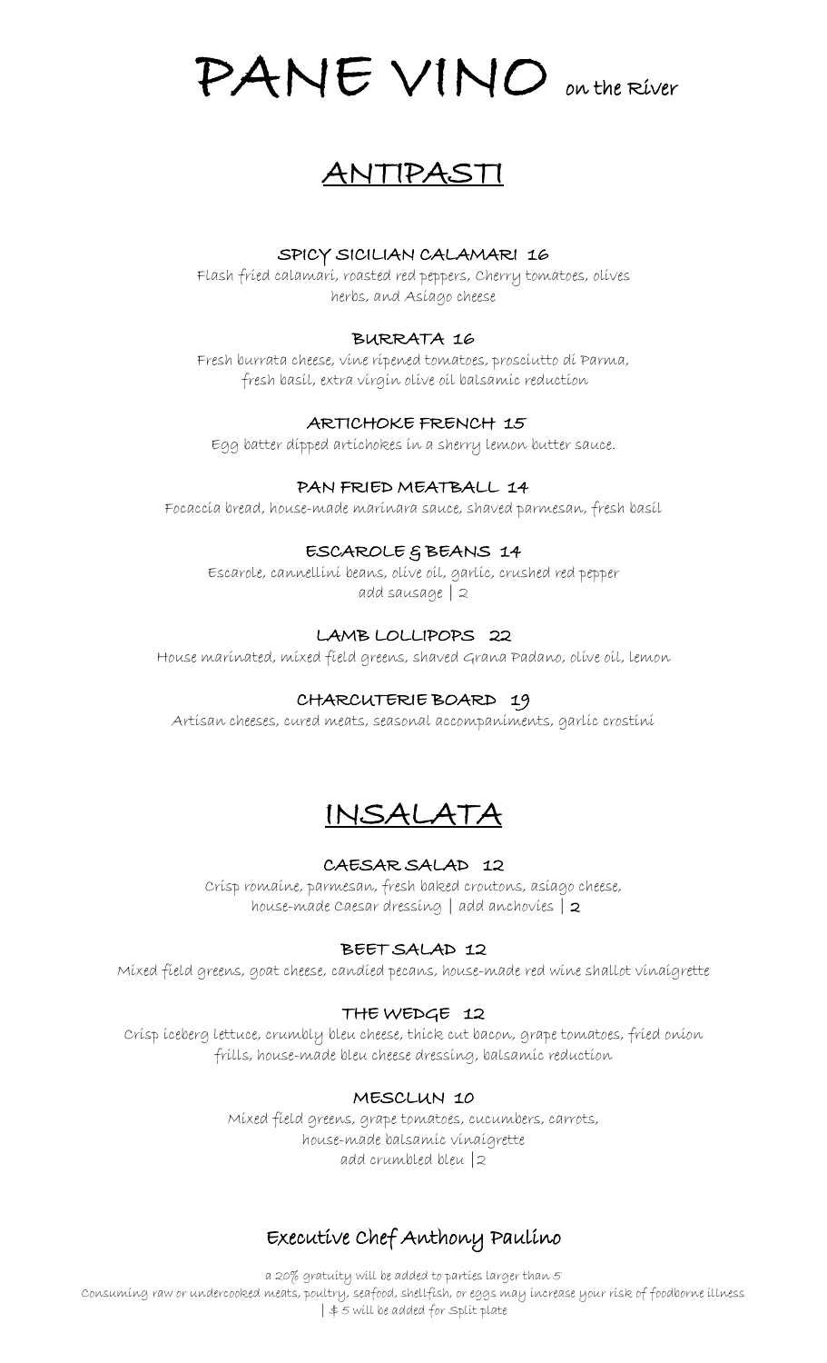# PANE VINO on the River

## ANTIPASTI

### SPICY SICILIAN CALAMARI 16

Flash fried calamari, roasted red peppers, Cherry tomatoes, olives herbs, and Asiago cheese

### BURRATA 16

Fresh burrata cheese, vine ripened tomatoes, prosciutto di Parma, fresh basil, extra virgin olive oil balsamic reduction

### ARTICHOKE FRENCH 15

Egg batter dipped artichokes in a sherry lemon butter sauce.

### PAN FRIED MEATBALL 14

Focaccia bread, house-made marinara sauce, shaved parmesan, fresh basil

### ESCAROLE & BEANS 14

Escarole, cannellini beans, olive oil, garlic, crushed red pepper
add sausage | 2

### LAMB LOLLIPOPS 22

House marinated, mixed field greens, shaved Grana Padano, olive oil, lemon

### CHARCUTERIE BOARD 19

Artisan cheeses, cured meats, seasonal accompaniments, garlic crostini

## INSALATA

### CAESAR SALAD 12

Crisp romaine, parmesan, fresh baked croutons, asiago cheese, house-made Caesar dressing | add anchovies | **2**

### BEET SALAD 12

Mixed field greens, goat cheese, candied pecans, house-made red wine shallot vinaigrette

### THE WEDGE 12

Crisp iceberg lettuce, crumbly bleu cheese, thick cut bacon, grape tomatoes, fried onion frills, house-made bleu cheese dressing, balsamic reduction

### MESCLUN 10

Mixed field greens, grape tomatoes, cucumbers, carrots, house-made balsamic vinaigrette
add crumbled bleu |2

### Executive Chef Anthony Paulino

a 20% gratuity will be added to parties larger than 5
Consuming raw or undercooked meats, poultry, seafood, shellfish, or eggs may increase your risk of foodborne illness
| $ 5 will be added for Split plate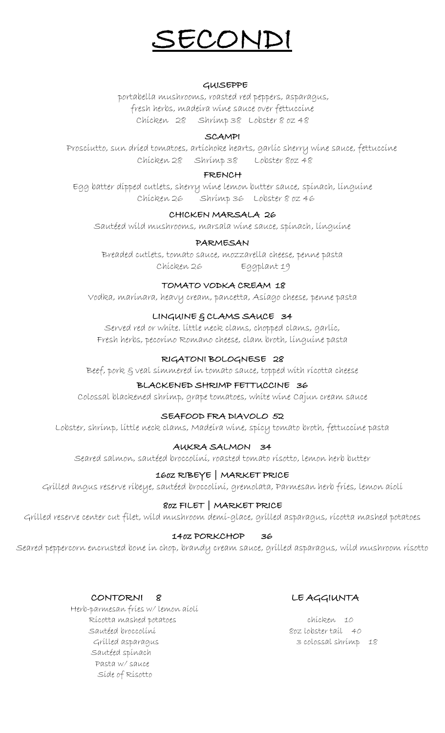# SECONDI

### GUISEPPE

portabella mushrooms, roasted red peppers, asparagus, fresh herbs, madeira wine sauce over fettuccine

Chicken 28 Shrimp 38 Lobster 8 oz 48

### SCAMPI

Prosciutto, sun dried tomatoes, artichoke hearts, garlic sherry wine sauce, fettuccine

Chicken 28 Shrimp 38 Lobster 8oz 48

### FRENCH

Egg batter dipped cutlets, sherry wine lemon butter sauce, spinach, linguine

Chicken 26 Shrimp 36 Lobster 8 oz 46

### CHICKEN MARSALA 26

Sautéed wild mushrooms, marsala wine sauce, spinach, linguine

### PARMESAN

Breaded cutlets, tomato sauce, mozzarella cheese, penne pasta

Chicken 26 Eggplant 19

### TOMATO VODKA CREAM 18

Vodka, marinara, heavy cream, pancetta, Asiago cheese, penne pasta

### LINGUINE & CLAMS SAUCE 34

Served red or white. little neck clams, chopped clams, garlic, Fresh herbs, pecorino Romano cheese, clam broth, linguine pasta

### RIGATONI BOLOGNESE 28

Beef, pork & veal simmered in tomato sauce, topped with ricotta cheese

### BLACKENED SHRIMP FETTUCCINE 36

Colossal blackened shrimp, grape tomatoes, white wine Cajun cream sauce

### SEAFOOD FRA DIAVOLO 52

Lobster, shrimp, little neck clams, Madeira wine, spicy tomato broth, fettuccine pasta

### AUKRA SALMON 34

Seared salmon, sautéed broccolini, roasted tomato risotto, lemon herb butter

### 16oz RIBEYE | MARKET PRICE

Grilled angus reserve ribeye, sautéed broccolini, gremolata, Parmesan herb fries, lemon aioli

### 8oz FILET | MARKET PRICE

Grilled reserve center cut filet, wild mushroom demi-glace, grilled asparagus, ricotta mashed potatoes

### 14oz PORKCHOP 36

Seared peppercorn encrusted bone in chop, brandy cream sauce, grilled asparagus, wild mushroom risotto

### CONTORNI 8

- Herb-parmesan fries w/ lemon aioli
- Ricotta mashed potatoes
- Sautéed broccolini
- Grilled asparagus
- Sautéed spinach
- Pasta w/ sauce
- Side of Risotto

### LE AGGIUNTA

- chicken 10
- 8oz lobster tail 40
- 3 colossal shrimp 18